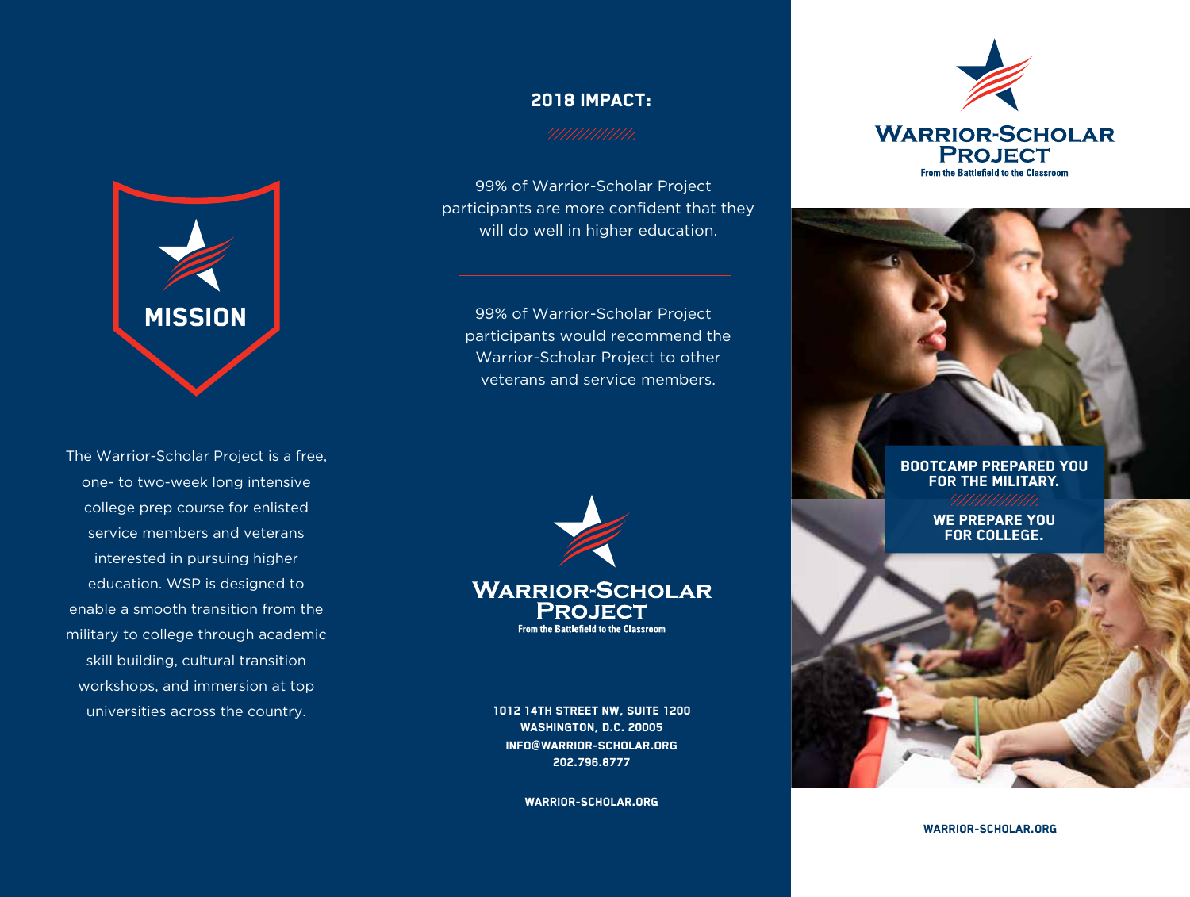## MISSION

The Warrior-Scholar Project is a free, one- to two-week long intensive college prep course for enlisted service members and veterans interested in pursuing higher education. WSP is designed to enable a smooth transition from the military to college through academic skill building, cultural transition workshops, and immersion at top universities across the country.

## 2018 IMPACT:

99% of Warrior-Scholar Project participants are more confident that they will do well in higher education.

99% of Warrior-Scholar Project participants would recommend the Warrior-Scholar Project to other veterans and service members.

**WARRIOR-SCHOLAR PROJECT**
From the Battlefield to the Classroom

**1012 14TH STREET NW, SUITE 1200**
**WASHINGTON, D.C. 20005**
**INFO@WARRIOR-SCHOLAR.ORG**
**202.796.8777**

**WARRIOR-SCHOLAR.ORG**

# WARRIOR-SCHOLAR PROJECT

From the Battlefield to the Classroom

**BOOTCAMP PREPARED YOU FOR THE MILITARY.**

**WE PREPARE YOU FOR COLLEGE.**

**WARRIOR-SCHOLAR.ORG**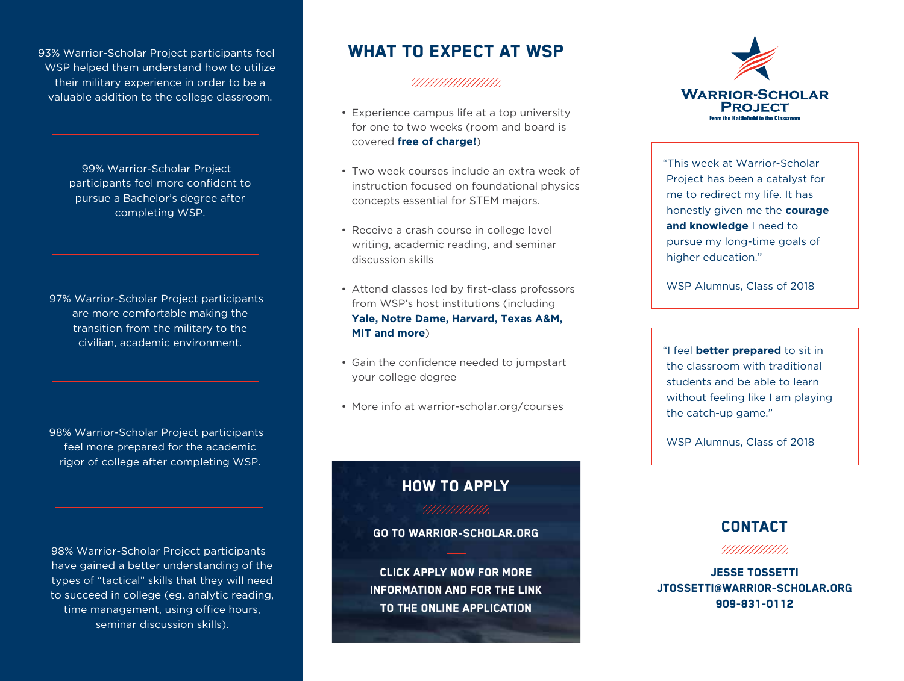93% Warrior-Scholar Project participants feel WSP helped them understand how to utilize their military experience in order to be a valuable addition to the college classroom.

---

99% Warrior-Scholar Project participants feel more confident to pursue a Bachelor's degree after completing WSP.

---

97% Warrior-Scholar Project participants are more comfortable making the transition from the military to the civilian, academic environment.

---

98% Warrior-Scholar Project participants feel more prepared for the academic rigor of college after completing WSP.

---

98% Warrior-Scholar Project participants have gained a better understanding of the types of "tactical" skills that they will need to succeed in college (eg. analytic reading, time management, using office hours, seminar discussion skills).

## WHAT TO EXPECT AT WSP

- Experience campus life at a top university for one to two weeks (room and board is covered **free of charge!**)
- Two week courses include an extra week of instruction focused on foundational physics concepts essential for STEM majors.
- Receive a crash course in college level writing, academic reading, and seminar discussion skills
- Attend classes led by first-class professors from WSP's host institutions (including **Yale, Notre Dame, Harvard, Texas A&M, MIT and more**)
- Gain the confidence needed to jumpstart your college degree
- More info at warrior-scholar.org/courses

## HOW TO APPLY

**GO TO WARRIOR-SCHOLAR.ORG**

**CLICK APPLY NOW FOR MORE INFORMATION AND FOR THE LINK TO THE ONLINE APPLICATION**

**WARRIOR-SCHOLAR PROJECT**
From the Battlefield to the Classroom

"This week at Warrior-Scholar Project has been a catalyst for me to redirect my life. It has honestly given me the **courage and knowledge** I need to pursue my long-time goals of higher education."

WSP Alumnus, Class of 2018

"I feel **better prepared** to sit in the classroom with traditional students and be able to learn without feeling like I am playing the catch-up game."

WSP Alumnus, Class of 2018

## CONTACT

**JESSE TOSSETTI**
**JTOSSETTI@WARRIOR-SCHOLAR.ORG**
**909-831-0112**